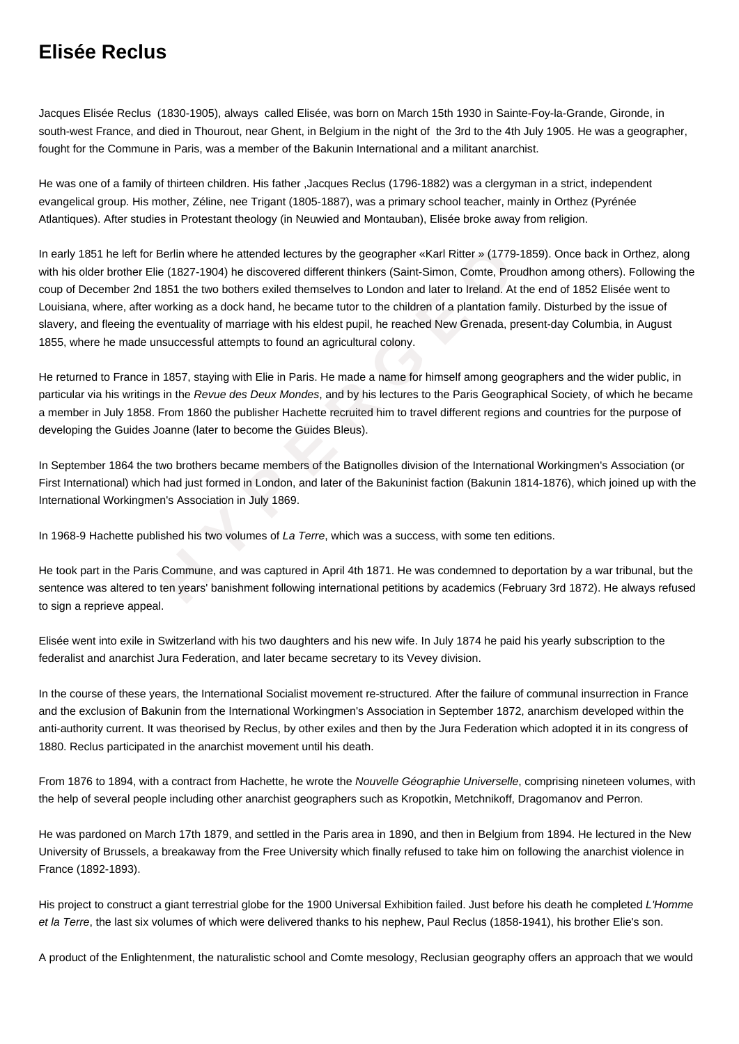# Elisée Reclus

Jacques Elisée Reclus (1830-1905), always called Elisée, was born on March 15th 1930 in Sainte-Foy-la-Grande, Gironde, in south-west France, and died in Thourout, near Ghent, in Belgium in the night of the 3rd to the 4th July 1905. He was a geographer, fought for the Commune in Paris, was a member of the Bakunin International and a militant anarchist.

He was one of a family of thirteen children. His father ,Jacques Reclus (1796-1882) was a clergyman in a strict, independent evangelical group. His mother, Zéline, nee Trigant (1805-1887), was a primary school teacher, mainly in Orthez (Pyrénée Atlantiques). After studies in Protestant theology (in Neuwied and Montauban), Elisée broke away from religion.

In early 1851 he left for Berlin where he attended lectures by the geographer «Karl Ritter » (1779-1859). Once back in Orthez, along with his older brother Elie (1827-1904) he discovered different thinkers (Saint-Simon, Comte, Proudhon among others). Following the coup of December 2nd 1851 the two bothers exiled themselves to London and later to Ireland. At the end of 1852 Elisée went to Louisiana, where, after working as a dock hand, he became tutor to the children of a plantation family. Disturbed by the issue of slavery, and fleeing the eventuality of marriage with his eldest pupil, he reached New Grenada, present-day Columbia, in August 1855, where he made unsuccessful attempts to found an agricultural colony.

He returned to France in 1857, staying with Elie in Paris. He made a name for himself among geographers and the wider public, in particular via his writings in the *Revue des Deux Mondes*, and by his lectures to the Paris Geographical Society, of which he became a member in July 1858. From 1860 the publisher Hachette recruited him to travel different regions and countries for the purpose of developing the Guides Joanne (later to become the Guides Bleus).

In September 1864 the two brothers became members of the Batignolles division of the International Workingmen's Association (or First International) which had just formed in London, and later of the Bakuninist faction (Bakunin 1814-1876), which joined up with the International Workingmen's Association in July 1869.

In 1968-9 Hachette published his two volumes of *La Terre*, which was a success, with some ten editions.

He took part in the Paris Commune, and was captured in April 4th 1871. He was condemned to deportation by a war tribunal, but the sentence was altered to ten years' banishment following international petitions by academics (February 3rd 1872). He always refused to sign a reprieve appeal.

Elisée went into exile in Switzerland with his two daughters and his new wife. In July 1874 he paid his yearly subscription to the federalist and anarchist Jura Federation, and later became secretary to its Vevey division.

In the course of these years, the International Socialist movement re-structured. After the failure of communal insurrection in France and the exclusion of Bakunin from the International Workingmen's Association in September 1872, anarchism developed within the anti-authority current. It was theorised by Reclus, by other exiles and then by the Jura Federation which adopted it in its congress of 1880. Reclus participated in the anarchist movement until his death.

From 1876 to 1894, with a contract from Hachette, he wrote the *Nouvelle Géographie Universelle*, comprising nineteen volumes, with the help of several people including other anarchist geographers such as Kropotkin, Metchnikoff, Dragomanov and Perron.

He was pardoned on March 17th 1879, and settled in the Paris area in 1890, and then in Belgium from 1894. He lectured in the New University of Brussels, a breakaway from the Free University which finally refused to take him on following the anarchist violence in France (1892-1893).

His project to construct a giant terrestrial globe for the 1900 Universal Exhibition failed. Just before his death he completed *L'Homme et la Terre*, the last six volumes of which were delivered thanks to his nephew, Paul Reclus (1858-1941), his brother Elie's son.

A product of the Enlightenment, the naturalistic school and Comte mesology, Reclusian geography offers an approach that we would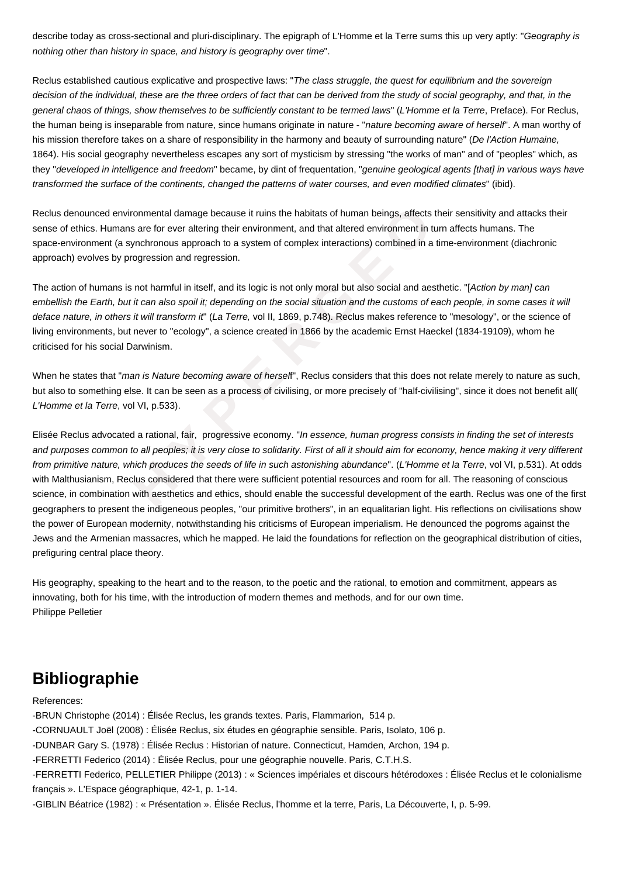describe today as cross-sectional and pluri-disciplinary. The epigraph of L'Homme et la Terre sums this up very aptly: "*Geography is nothing other than history in space, and history is geography over time*".

Reclus established cautious explicative and prospective laws: "*The class struggle, the quest for equilibrium and the sovereign decision of the individual, these are the three orders of fact that can be derived from the study of social geography, and that, in the general chaos of things, show themselves to be sufficiently constant to be termed laws*" (*L'Homme et la Terre*, Preface). For Reclus, the human being is inseparable from nature, since humans originate in nature - "*nature becoming aware of herself*". A man worthy of his mission therefore takes on a share of responsibility in the harmony and beauty of surrounding nature" (*De l'Action Humaine,* 1864). His social geography nevertheless escapes any sort of mysticism by stressing "the works of man" and of "peoples" which, as they "*developed in intelligence and freedom*" became, by dint of frequentation, "*genuine geological agents [that] in various ways have transformed the surface of the continents, changed the patterns of water courses, and even modified climates*" (ibid).

Reclus denounced environmental damage because it ruins the habitats of human beings, affects their sensitivity and attacks their sense of ethics. Humans are for ever altering their environment, and that altered environment in turn affects humans. The space-environment (a synchronous approach to a system of complex interactions) combined in a time-environment (diachronic approach) evolves by progression and regression.

The action of humans is not harmful in itself, and its logic is not only moral but also social and aesthetic. "[*Action by man] can embellish the Earth, but it can also spoil it; depending on the social situation and the customs of each people, in some cases it will deface nature, in others it will transform it*" (*La Terre,* vol II, 1869, p.748). Reclus makes reference to "mesology", or the science of living environments, but never to "ecology", a science created in 1866 by the academic Ernst Haeckel (1834-19109), whom he criticised for his social Darwinism.

When he states that "*man is Nature becoming aware of herself*", Reclus considers that this does not relate merely to nature as such, but also to something else. It can be seen as a process of civilising, or more precisely of "half-civilising", since it does not benefit all( *L'Homme et la Terre*, vol VI, p.533).

Elisée Reclus advocated a rational, fair, progressive economy. "*In essence, human progress consists in finding the set of interests and purposes common to all peoples; it is very close to solidarity. First of all it should aim for economy, hence making it very different from primitive nature, which produces the seeds of life in such astonishing abundance*". (*L'Homme et la Terre*, vol VI, p.531). At odds with Malthusianism, Reclus considered that there were sufficient potential resources and room for all. The reasoning of conscious science, in combination with aesthetics and ethics, should enable the successful development of the earth. Reclus was one of the first geographers to present the indigeneous peoples, "our primitive brothers", in an equalitarian light. His reflections on civilisations show the power of European modernity, notwithstanding his criticisms of European imperialism. He denounced the pogroms against the Jews and the Armenian massacres, which he mapped. He laid the foundations for reflection on the geographical distribution of cities, prefiguring central place theory.

His geography, speaking to the heart and to the reason, to the poetic and the rational, to emotion and commitment, appears as innovating, both for his time, with the introduction of modern themes and methods, and for our own time.
Philippe Pelletier

## Bibliographie

References:
-BRUN Christophe (2014) : Élisée Reclus, les grands textes. Paris, Flammarion, 514 p.
-CORNUAULT Joël (2008) : Élisée Reclus, six études en géographie sensible. Paris, Isolato, 106 p.
-DUNBAR Gary S. (1978) : Élisée Reclus : Historian of nature. Connecticut, Hamden, Archon, 194 p.
-FERRETTI Federico (2014) : Élisée Reclus, pour une géographie nouvelle. Paris, C.T.H.S.
-FERRETTI Federico, PELLETIER Philippe (2013) : « Sciences impériales et discours hétérodoxes : Élisée Reclus et le colonialisme français ». L'Espace géographique, 42-1, p. 1-14.
-GIBLIN Béatrice (1982) : « Présentation ». Élisée Reclus, l'homme et la terre, Paris, La Découverte, I, p. 5-99.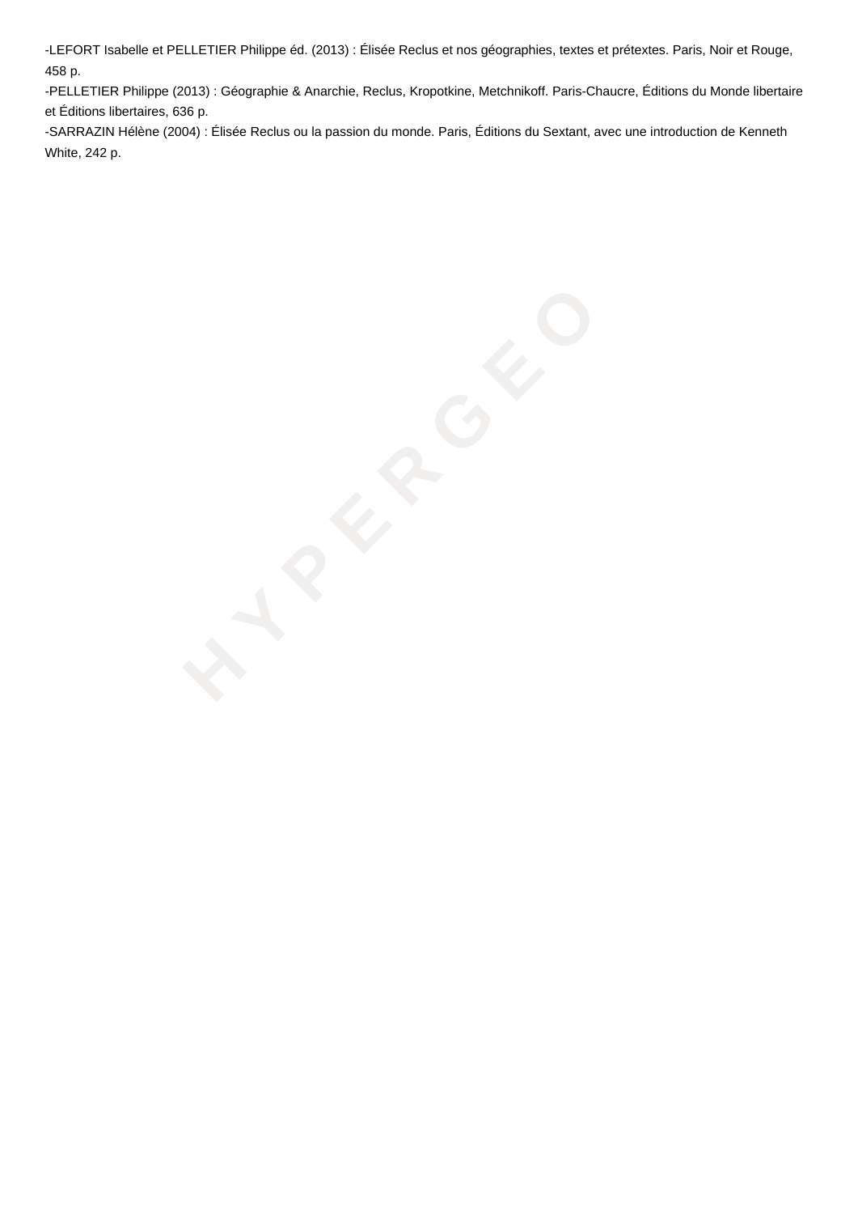-LEFORT Isabelle et PELLETIER Philippe éd. (2013) : Élisée Reclus et nos géographies, textes et prétextes. Paris, Noir et Rouge, 458 p.

-PELLETIER Philippe (2013) : Géographie & Anarchie, Reclus, Kropotkine, Metchnikoff. Paris-Chaucre, Éditions du Monde libertaire et Éditions libertaires, 636 p.

-SARRAZIN Hélène (2004) : Élisée Reclus ou la passion du monde. Paris, Éditions du Sextant, avec une introduction de Kenneth White, 242 p.